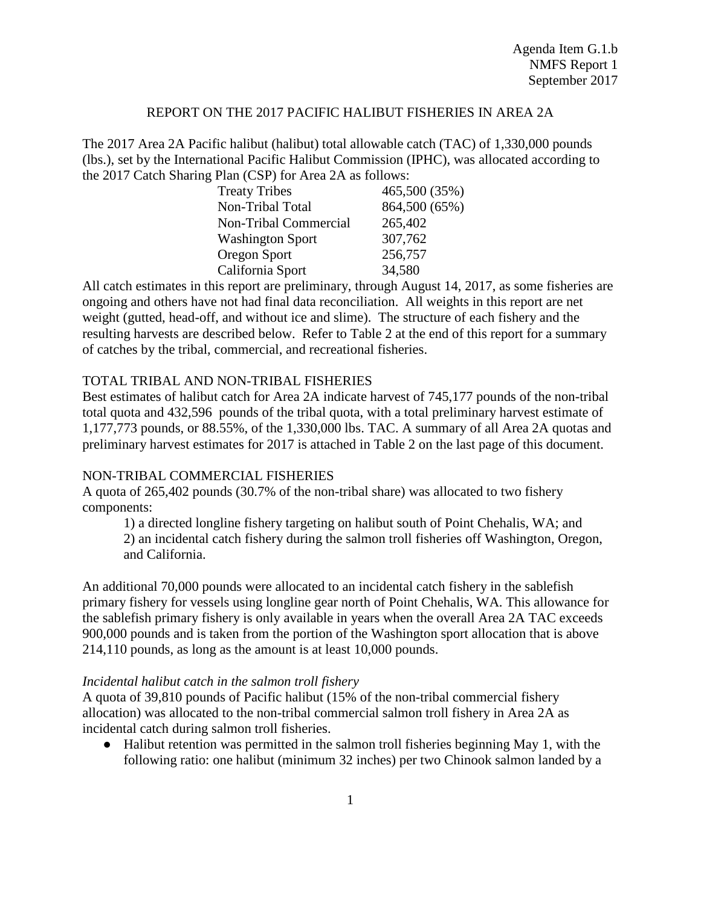Agenda Item G.1.b
NMFS Report 1
September 2017

# REPORT ON THE 2017 PACIFIC HALIBUT FISHERIES IN AREA 2A

The 2017 Area 2A Pacific halibut (halibut) total allowable catch (TAC) of 1,330,000 pounds (lbs.), set by the International Pacific Halibut Commission (IPHC), was allocated according to the 2017 Catch Sharing Plan (CSP) for Area 2A as follows:

| | |
|---|---|
| Treaty Tribes | 465,500 (35%) |
| Non-Tribal Total | 864,500 (65%) |
| Non-Tribal Commercial | 265,402 |
| Washington Sport | 307,762 |
| Oregon Sport | 256,757 |
| California Sport | 34,580 |

All catch estimates in this report are preliminary, through August 14, 2017, as some fisheries are ongoing and others have not had final data reconciliation. All weights in this report are net weight (gutted, head-off, and without ice and slime). The structure of each fishery and the resulting harvests are described below. Refer to Table 2 at the end of this report for a summary of catches by the tribal, commercial, and recreational fisheries.

## TOTAL TRIBAL AND NON-TRIBAL FISHERIES

Best estimates of halibut catch for Area 2A indicate harvest of 745,177 pounds of the non-tribal total quota and 432,596 pounds of the tribal quota, with a total preliminary harvest estimate of 1,177,773 pounds, or 88.55%, of the 1,330,000 lbs. TAC. A summary of all Area 2A quotas and preliminary harvest estimates for 2017 is attached in Table 2 on the last page of this document.

## NON-TRIBAL COMMERCIAL FISHERIES

A quota of 265,402 pounds (30.7% of the non-tribal share) was allocated to two fishery components:

1) a directed longline fishery targeting on halibut south of Point Chehalis, WA; and
2) an incidental catch fishery during the salmon troll fisheries off Washington, Oregon, and California.

An additional 70,000 pounds were allocated to an incidental catch fishery in the sablefish primary fishery for vessels using longline gear north of Point Chehalis, WA. This allowance for the sablefish primary fishery is only available in years when the overall Area 2A TAC exceeds 900,000 pounds and is taken from the portion of the Washington sport allocation that is above 214,110 pounds, as long as the amount is at least 10,000 pounds.

### *Incidental halibut catch in the salmon troll fishery*

A quota of 39,810 pounds of Pacific halibut (15% of the non-tribal commercial fishery allocation) was allocated to the non-tribal commercial salmon troll fishery in Area 2A as incidental catch during salmon troll fisheries.

- Halibut retention was permitted in the salmon troll fisheries beginning May 1, with the following ratio: one halibut (minimum 32 inches) per two Chinook salmon landed by a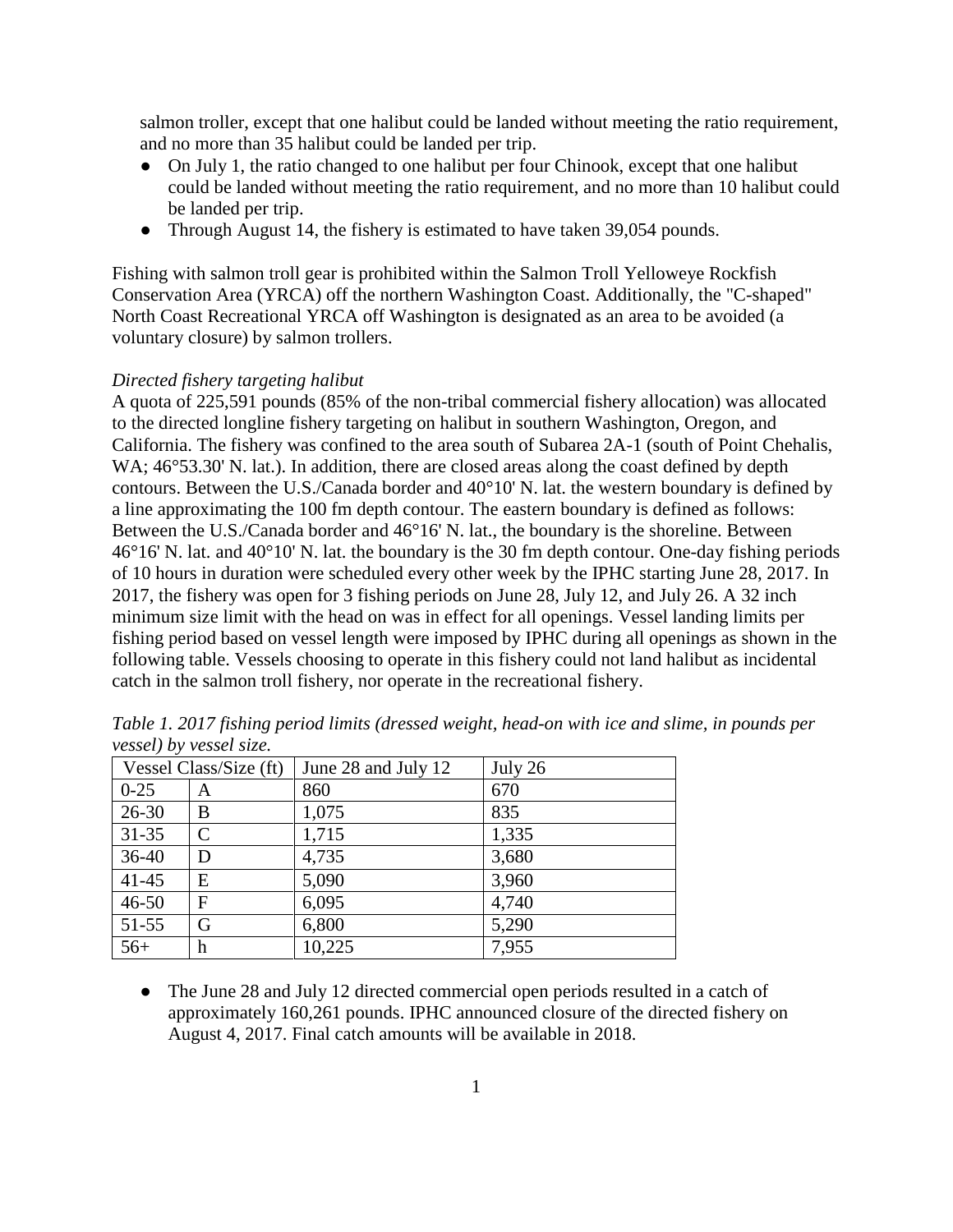salmon troller, except that one halibut could be landed without meeting the ratio requirement, and no more than 35 halibut could be landed per trip.

- On July 1, the ratio changed to one halibut per four Chinook, except that one halibut could be landed without meeting the ratio requirement, and no more than 10 halibut could be landed per trip.
- Through August 14, the fishery is estimated to have taken 39,054 pounds.

Fishing with salmon troll gear is prohibited within the Salmon Troll Yelloweye Rockfish Conservation Area (YRCA) off the northern Washington Coast. Additionally, the "C-shaped" North Coast Recreational YRCA off Washington is designated as an area to be avoided (a voluntary closure) by salmon trollers.

*Directed fishery targeting halibut*

A quota of 225,591 pounds (85% of the non-tribal commercial fishery allocation) was allocated to the directed longline fishery targeting on halibut in southern Washington, Oregon, and California. The fishery was confined to the area south of Subarea 2A-1 (south of Point Chehalis, WA; 46°53.30' N. lat.). In addition, there are closed areas along the coast defined by depth contours. Between the U.S./Canada border and 40°10' N. lat. the western boundary is defined by a line approximating the 100 fm depth contour. The eastern boundary is defined as follows: Between the U.S./Canada border and 46°16' N. lat., the boundary is the shoreline. Between 46°16' N. lat. and 40°10' N. lat. the boundary is the 30 fm depth contour. One-day fishing periods of 10 hours in duration were scheduled every other week by the IPHC starting June 28, 2017. In 2017, the fishery was open for 3 fishing periods on June 28, July 12, and July 26. A 32 inch minimum size limit with the head on was in effect for all openings. Vessel landing limits per fishing period based on vessel length were imposed by IPHC during all openings as shown in the following table. Vessels choosing to operate in this fishery could not land halibut as incidental catch in the salmon troll fishery, nor operate in the recreational fishery.

*Table 1. 2017 fishing period limits (dressed weight, head-on with ice and slime, in pounds per vessel) by vessel size.*

| Vessel Class/Size (ft) | | June 28 and July 12 | July 26 |
|---|---|---|---|
| 0-25 | A | 860 | 670 |
| 26-30 | B | 1,075 | 835 |
| 31-35 | C | 1,715 | 1,335 |
| 36-40 | D | 4,735 | 3,680 |
| 41-45 | E | 5,090 | 3,960 |
| 46-50 | F | 6,095 | 4,740 |
| 51-55 | G | 6,800 | 5,290 |
| 56+ | h | 10,225 | 7,955 |

- The June 28 and July 12 directed commercial open periods resulted in a catch of approximately 160,261 pounds. IPHC announced closure of the directed fishery on August 4, 2017. Final catch amounts will be available in 2018.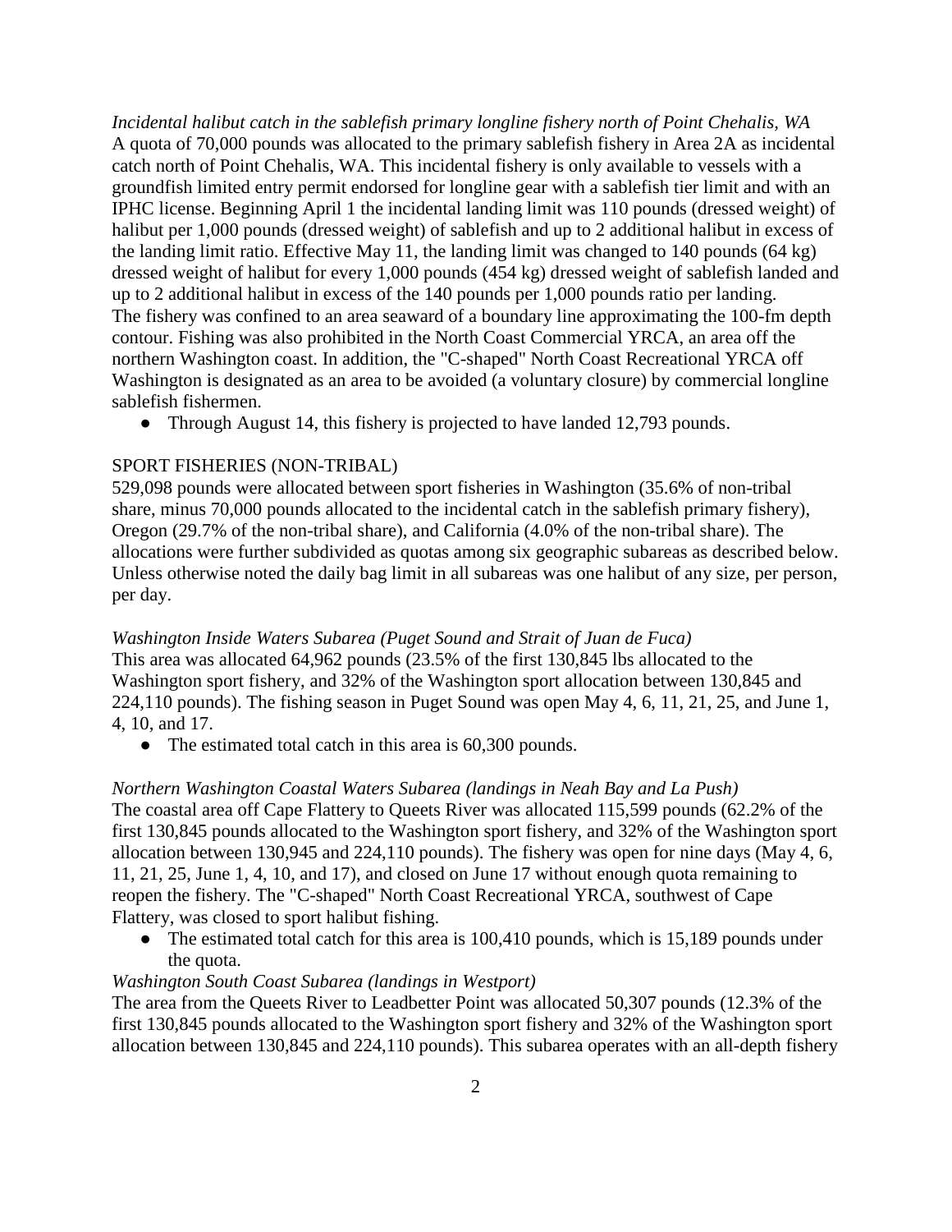*Incidental halibut catch in the sablefish primary longline fishery north of Point Chehalis, WA*

A quota of 70,000 pounds was allocated to the primary sablefish fishery in Area 2A as incidental catch north of Point Chehalis, WA. This incidental fishery is only available to vessels with a groundfish limited entry permit endorsed for longline gear with a sablefish tier limit and with an IPHC license. Beginning April 1 the incidental landing limit was 110 pounds (dressed weight) of halibut per 1,000 pounds (dressed weight) of sablefish and up to 2 additional halibut in excess of the landing limit ratio. Effective May 11, the landing limit was changed to 140 pounds (64 kg) dressed weight of halibut for every 1,000 pounds (454 kg) dressed weight of sablefish landed and up to 2 additional halibut in excess of the 140 pounds per 1,000 pounds ratio per landing. The fishery was confined to an area seaward of a boundary line approximating the 100-fm depth contour. Fishing was also prohibited in the North Coast Commercial YRCA, an area off the northern Washington coast. In addition, the "C-shaped" North Coast Recreational YRCA off Washington is designated as an area to be avoided (a voluntary closure) by commercial longline sablefish fishermen.

- Through August 14, this fishery is projected to have landed 12,793 pounds.

SPORT FISHERIES (NON-TRIBAL)

529,098 pounds were allocated between sport fisheries in Washington (35.6% of non-tribal share, minus 70,000 pounds allocated to the incidental catch in the sablefish primary fishery), Oregon (29.7% of the non-tribal share), and California (4.0% of the non-tribal share). The allocations were further subdivided as quotas among six geographic subareas as described below. Unless otherwise noted the daily bag limit in all subareas was one halibut of any size, per person, per day.

*Washington Inside Waters Subarea (Puget Sound and Strait of Juan de Fuca)*

This area was allocated 64,962 pounds (23.5% of the first 130,845 lbs allocated to the Washington sport fishery, and 32% of the Washington sport allocation between 130,845 and 224,110 pounds). The fishing season in Puget Sound was open May 4, 6, 11, 21, 25, and June 1, 4, 10, and 17.

- The estimated total catch in this area is 60,300 pounds.

*Northern Washington Coastal Waters Subarea (landings in Neah Bay and La Push)*

The coastal area off Cape Flattery to Queets River was allocated 115,599 pounds (62.2% of the first 130,845 pounds allocated to the Washington sport fishery, and 32% of the Washington sport allocation between 130,945 and 224,110 pounds). The fishery was open for nine days (May 4, 6, 11, 21, 25, June 1, 4, 10, and 17), and closed on June 17 without enough quota remaining to reopen the fishery. The "C-shaped" North Coast Recreational YRCA, southwest of Cape Flattery, was closed to sport halibut fishing.

- The estimated total catch for this area is 100,410 pounds, which is 15,189 pounds under the quota.

*Washington South Coast Subarea (landings in Westport)*

The area from the Queets River to Leadbetter Point was allocated 50,307 pounds (12.3% of the first 130,845 pounds allocated to the Washington sport fishery and 32% of the Washington sport allocation between 130,845 and 224,110 pounds). This subarea operates with an all-depth fishery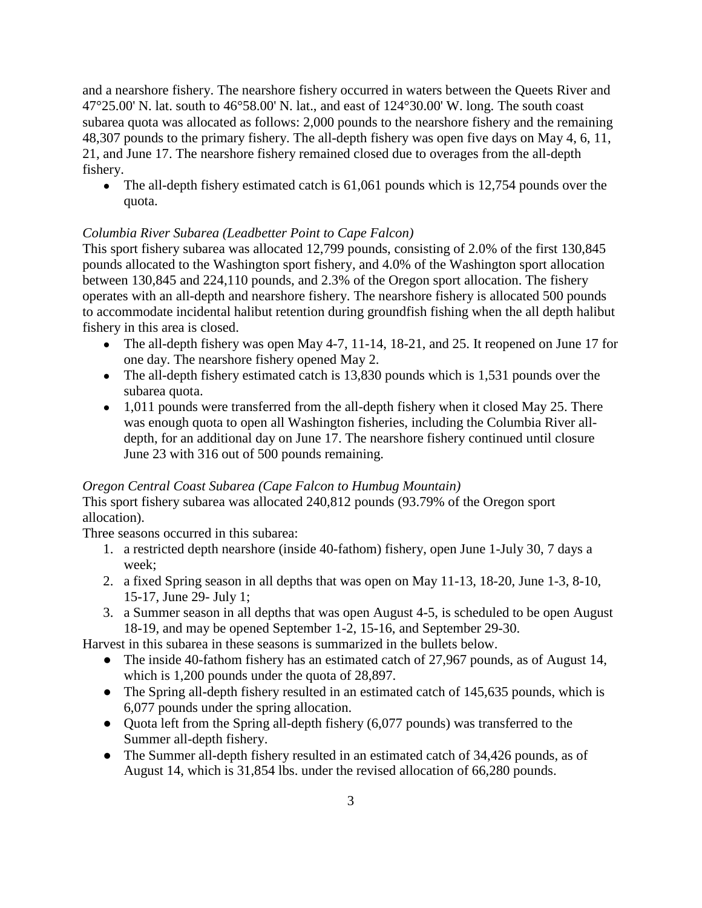and a nearshore fishery. The nearshore fishery occurred in waters between the Queets River and 47°25.00' N. lat. south to 46°58.00' N. lat., and east of 124°30.00' W. long. The south coast subarea quota was allocated as follows: 2,000 pounds to the nearshore fishery and the remaining 48,307 pounds to the primary fishery. The all-depth fishery was open five days on May 4, 6, 11, 21, and June 17. The nearshore fishery remained closed due to overages from the all-depth fishery.

- The all-depth fishery estimated catch is 61,061 pounds which is 12,754 pounds over the quota.

*Columbia River Subarea (Leadbetter Point to Cape Falcon)*

This sport fishery subarea was allocated 12,799 pounds, consisting of 2.0% of the first 130,845 pounds allocated to the Washington sport fishery, and 4.0% of the Washington sport allocation between 130,845 and 224,110 pounds, and 2.3% of the Oregon sport allocation. The fishery operates with an all-depth and nearshore fishery. The nearshore fishery is allocated 500 pounds to accommodate incidental halibut retention during groundfish fishing when the all depth halibut fishery in this area is closed.

- The all-depth fishery was open May 4-7, 11-14, 18-21, and 25. It reopened on June 17 for one day. The nearshore fishery opened May 2.
- The all-depth fishery estimated catch is 13,830 pounds which is 1,531 pounds over the subarea quota.
- 1,011 pounds were transferred from the all-depth fishery when it closed May 25. There was enough quota to open all Washington fisheries, including the Columbia River all-depth, for an additional day on June 17. The nearshore fishery continued until closure June 23 with 316 out of 500 pounds remaining.

*Oregon Central Coast Subarea (Cape Falcon to Humbug Mountain)*

This sport fishery subarea was allocated 240,812 pounds (93.79% of the Oregon sport allocation).

Three seasons occurred in this subarea:

1. a restricted depth nearshore (inside 40-fathom) fishery, open June 1-July 30, 7 days a week;
2. a fixed Spring season in all depths that was open on May 11-13, 18-20, June 1-3, 8-10, 15-17, June 29- July 1;
3. a Summer season in all depths that was open August 4-5, is scheduled to be open August 18-19, and may be opened September 1-2, 15-16, and September 29-30.

Harvest in this subarea in these seasons is summarized in the bullets below.

- The inside 40-fathom fishery has an estimated catch of 27,967 pounds, as of August 14, which is 1,200 pounds under the quota of 28,897.
- The Spring all-depth fishery resulted in an estimated catch of 145,635 pounds, which is 6,077 pounds under the spring allocation.
- Quota left from the Spring all-depth fishery (6,077 pounds) was transferred to the Summer all-depth fishery.
- The Summer all-depth fishery resulted in an estimated catch of 34,426 pounds, as of August 14, which is 31,854 lbs. under the revised allocation of 66,280 pounds.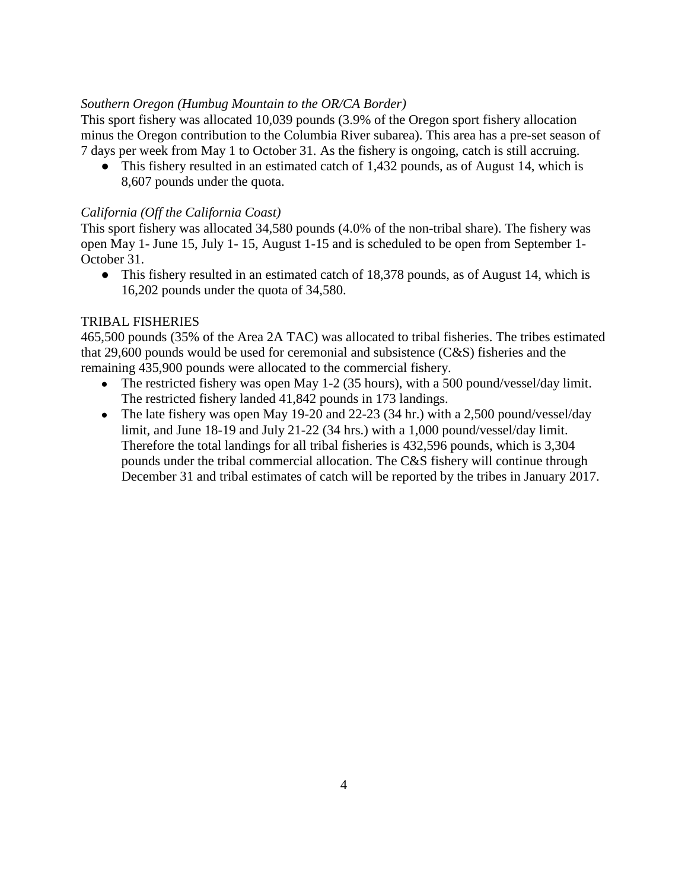*Southern Oregon (Humbug Mountain to the OR/CA Border)*

This sport fishery was allocated 10,039 pounds (3.9% of the Oregon sport fishery allocation minus the Oregon contribution to the Columbia River subarea). This area has a pre-set season of 7 days per week from May 1 to October 31. As the fishery is ongoing, catch is still accruing.

- This fishery resulted in an estimated catch of 1,432 pounds, as of August 14, which is 8,607 pounds under the quota.

*California (Off the California Coast)*

This sport fishery was allocated 34,580 pounds (4.0% of the non-tribal share). The fishery was open May 1- June 15, July 1- 15, August 1-15 and is scheduled to be open from September 1-October 31.

- This fishery resulted in an estimated catch of 18,378 pounds, as of August 14, which is 16,202 pounds under the quota of 34,580.

TRIBAL FISHERIES

465,500 pounds (35% of the Area 2A TAC) was allocated to tribal fisheries. The tribes estimated that 29,600 pounds would be used for ceremonial and subsistence (C&S) fisheries and the remaining 435,900 pounds were allocated to the commercial fishery.

- The restricted fishery was open May 1-2 (35 hours), with a 500 pound/vessel/day limit. The restricted fishery landed 41,842 pounds in 173 landings.
- The late fishery was open May 19-20 and 22-23 (34 hr.) with a 2,500 pound/vessel/day limit, and June 18-19 and July 21-22 (34 hrs.) with a 1,000 pound/vessel/day limit. Therefore the total landings for all tribal fisheries is 432,596 pounds, which is 3,304 pounds under the tribal commercial allocation. The C&S fishery will continue through December 31 and tribal estimates of catch will be reported by the tribes in January 2017.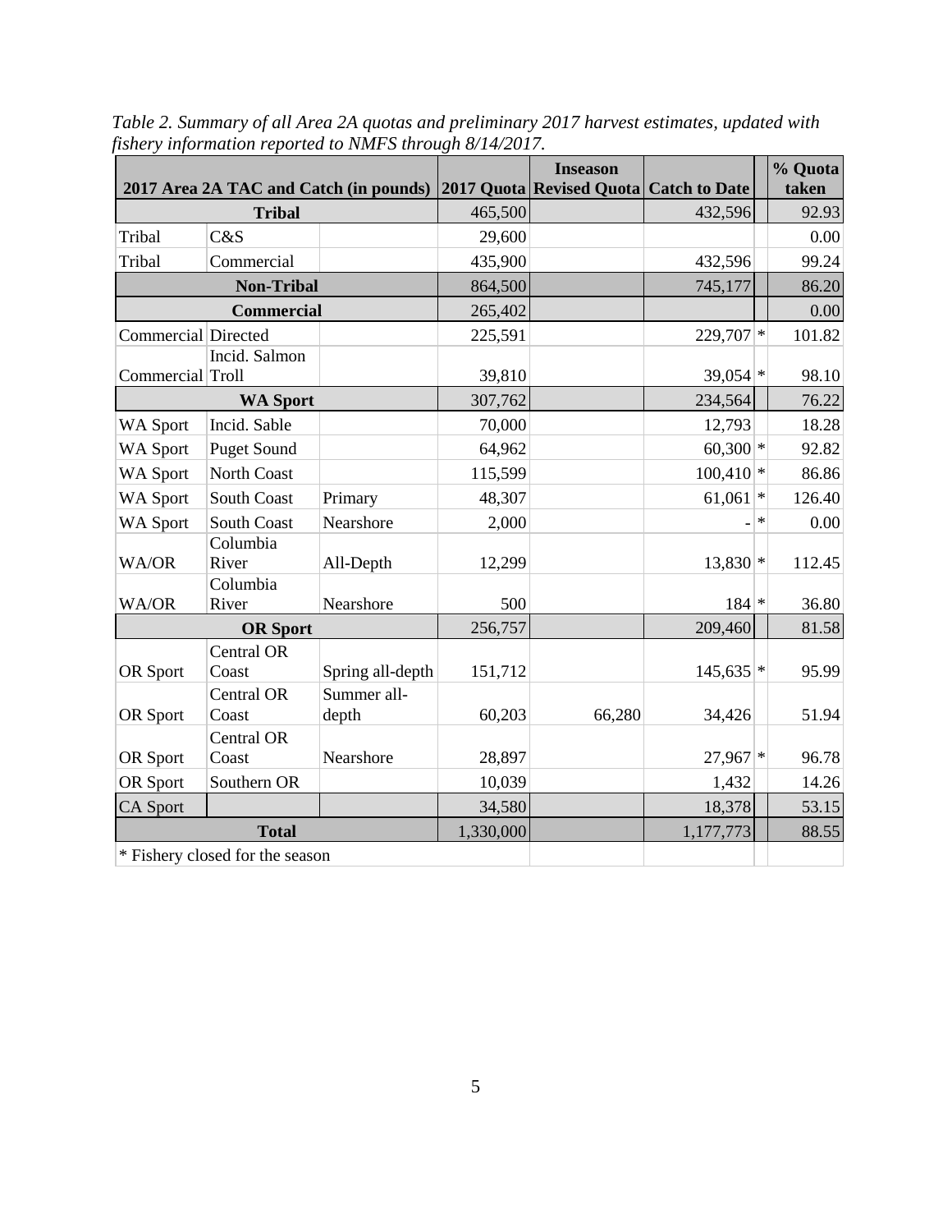*Table 2. Summary of all Area 2A quotas and preliminary 2017 harvest estimates, updated with fishery information reported to NMFS through 8/14/2017.*

| 2017 Area 2A TAC and Catch (in pounds) | | | 2017 Quota | Inseason Revised Quota | Catch to Date | | % Quota taken |
|---|---|---|---|---|---|---|---|
| **Tribal** | | | 465,500 | | 432,596 | | 92.93 |
| Tribal | C&S | | 29,600 | | | | 0.00 |
| Tribal | Commercial | | 435,900 | | 432,596 | | 99.24 |
| **Non-Tribal** | | | 864,500 | | 745,177 | | 86.20 |
| **Commercial** | | | 265,402 | | | | 0.00 |
| Commercial | Directed | | 225,591 | | 229,707 | * | 101.82 |
| Commercial | Incid. Salmon Troll | | 39,810 | | 39,054 | * | 98.10 |
| **WA Sport** | | | 307,762 | | 234,564 | | 76.22 |
| WA Sport | Incid. Sable | | 70,000 | | 12,793 | | 18.28 |
| WA Sport | Puget Sound | | 64,962 | | 60,300 | * | 92.82 |
| WA Sport | North Coast | | 115,599 | | 100,410 | * | 86.86 |
| WA Sport | South Coast | Primary | 48,307 | | 61,061 | * | 126.40 |
| WA Sport | South Coast | Nearshore | 2,000 | | - | * | 0.00 |
| WA/OR | Columbia River | All-Depth | 12,299 | | 13,830 | * | 112.45 |
| WA/OR | Columbia River | Nearshore | 500 | | 184 | * | 36.80 |
| **OR Sport** | | | 256,757 | | 209,460 | | 81.58 |
| OR Sport | Central OR Coast | Spring all-depth | 151,712 | | 145,635 | * | 95.99 |
| OR Sport | Central OR Coast | Summer all-depth | 60,203 | 66,280 | 34,426 | | 51.94 |
| OR Sport | Central OR Coast | Nearshore | 28,897 | | 27,967 | * | 96.78 |
| OR Sport | Southern OR | | 10,039 | | 1,432 | | 14.26 |
| CA Sport | | | 34,580 | | 18,378 | | 53.15 |
| **Total** | | | 1,330,000 | | 1,177,773 | | 88.55 |

\* Fishery closed for the season